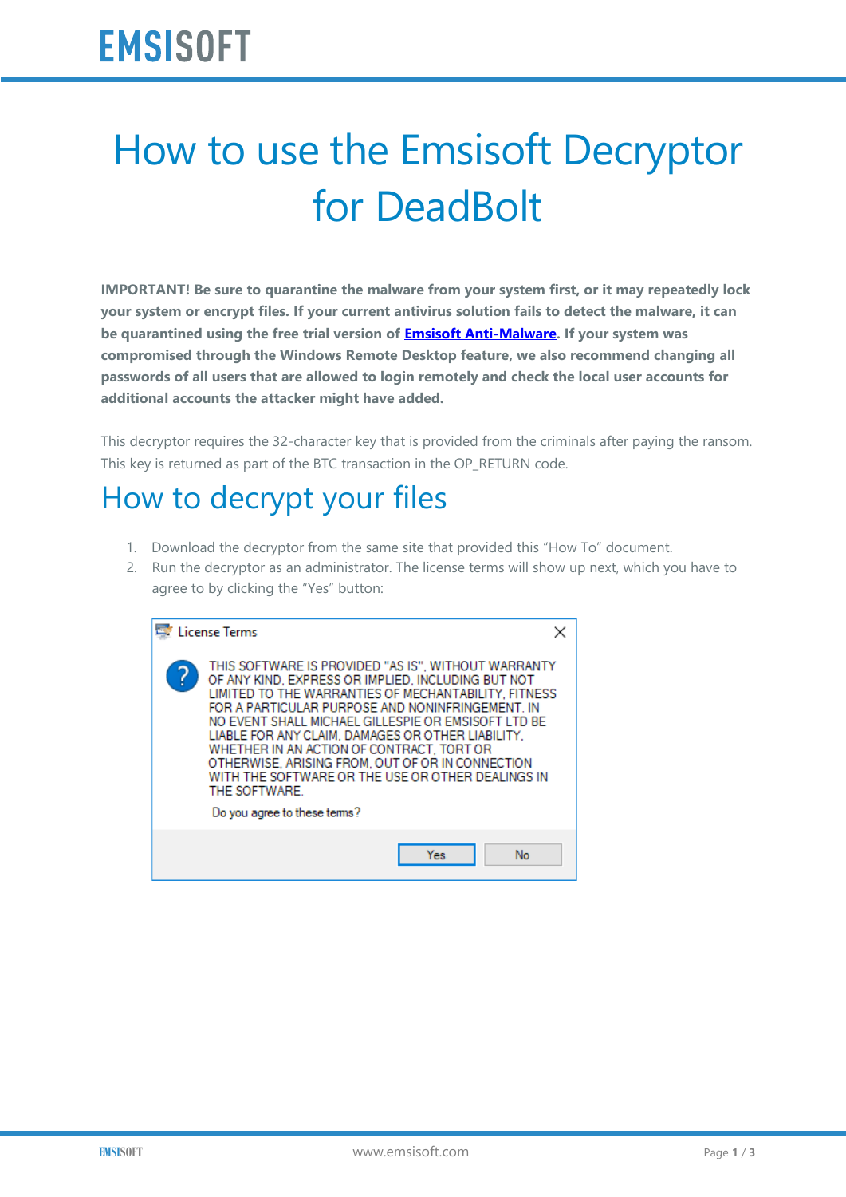# How to use the Emsisoft Decryptor for DeadBolt

**IMPORTANT! Be sure to quarantine the malware from your system first, or it may repeatedly lock your system or encrypt files. If your current antivirus solution fails to detect the malware, it can be quarantined using the free trial version of Emsisoft Anti-Malware. If your system was compromised through the Windows Remote Desktop feature, we also recommend changing all passwords of all users that are allowed to login remotely and check the local user accounts for additional accounts the attacker might have added.**

This decryptor requires the 32-character key that is provided from the criminals after paying the ransom. This key is returned as part of the BTC transaction in the OP_RETURN code.

## How to decrypt your files

1. Download the decryptor from the same site that provided this "How To" document.
2. Run the decryptor as an administrator. The license terms will show up next, which you have to agree to by clicking the "Yes" button:

> **License Terms**
>
> THIS SOFTWARE IS PROVIDED "AS IS", WITHOUT WARRANTY OF ANY KIND, EXPRESS OR IMPLIED, INCLUDING BUT NOT LIMITED TO THE WARRANTIES OF MECHANTABILITY, FITNESS FOR A PARTICULAR PURPOSE AND NONINFRINGEMENT. IN NO EVENT SHALL MICHAEL GILLESPIE OR EMSISOFT LTD BE LIABLE FOR ANY CLAIM, DAMAGES OR OTHER LIABILITY, WHETHER IN AN ACTION OF CONTRACT, TORT OR OTHERWISE, ARISING FROM, OUT OF OR IN CONNECTION WITH THE SOFTWARE OR THE USE OR OTHER DEALINGS IN THE SOFTWARE.
>
> Do you agree to these terms?
>
> Yes | No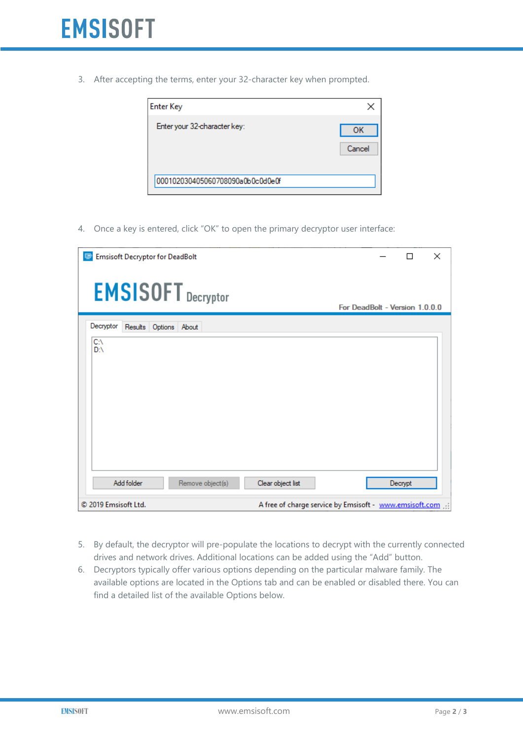3. After accepting the terms, enter your 32-character key when prompted.

4. Once a key is entered, click “OK” to open the primary decryptor user interface:

5. By default, the decryptor will pre-populate the locations to decrypt with the currently connected drives and network drives. Additional locations can be added using the “Add” button.
6. Decryptors typically offer various options depending on the particular malware family. The available options are located in the Options tab and can be enabled or disabled there. You can find a detailed list of the available Options below.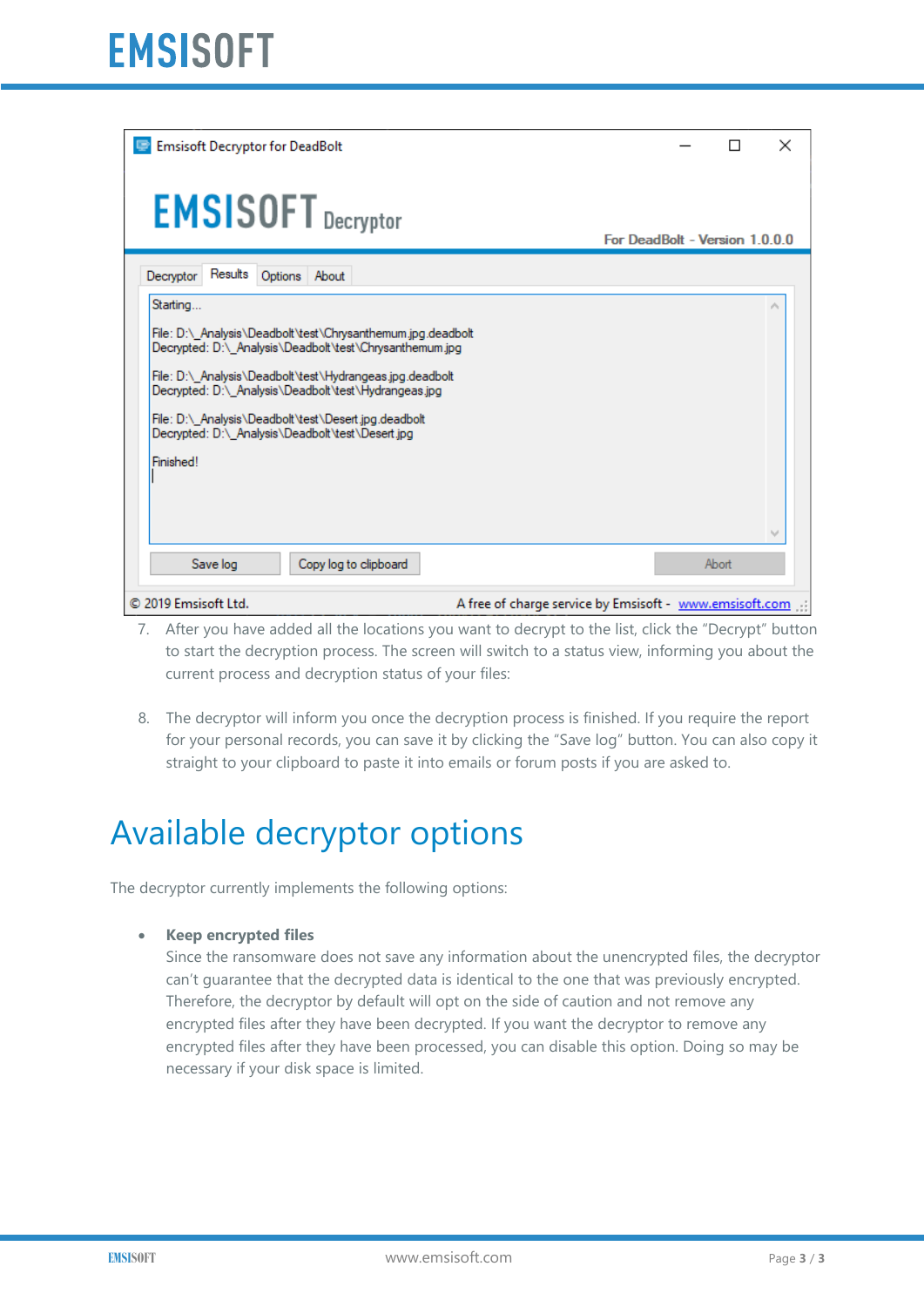7. After you have added all the locations you want to decrypt to the list, click the "Decrypt" button to start the decryption process. The screen will switch to a status view, informing you about the current process and decryption status of your files:

8. The decryptor will inform you once the decryption process is finished. If you require the report for your personal records, you can save it by clicking the "Save log" button. You can also copy it straight to your clipboard to paste it into emails or forum posts if you are asked to.

## Available decryptor options

The decryptor currently implements the following options:

- **Keep encrypted files**
  Since the ransomware does not save any information about the unencrypted files, the decryptor can't guarantee that the decrypted data is identical to the one that was previously encrypted. Therefore, the decryptor by default will opt on the side of caution and not remove any encrypted files after they have been decrypted. If you want the decryptor to remove any encrypted files after they have been processed, you can disable this option. Doing so may be necessary if your disk space is limited.